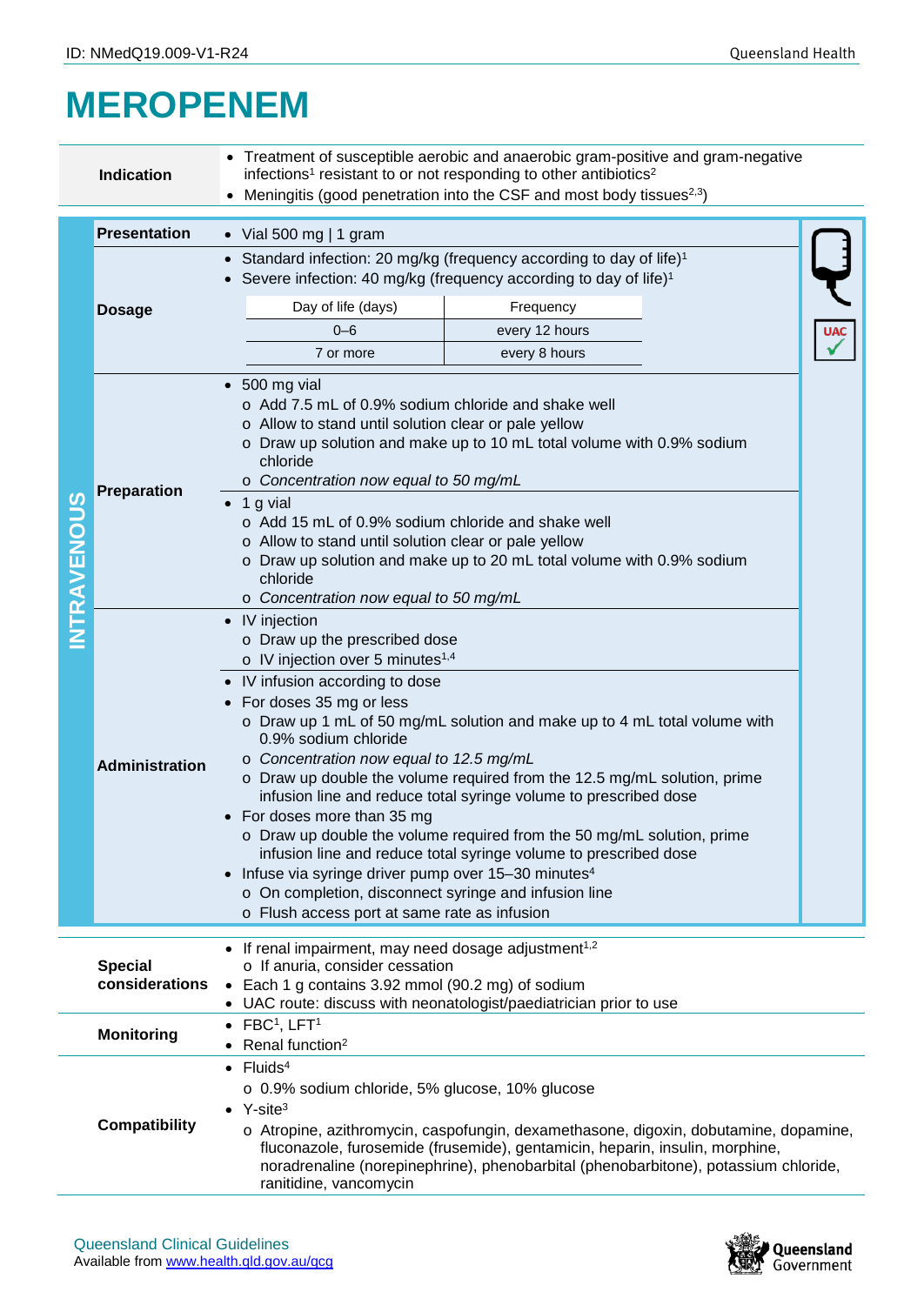# MEROPENEM

| | |
|---|---|
| **Indication** | • Treatment of susceptible aerobic and anaerobic gram-positive and gram-negative infections[1] resistant to or not responding to other antibiotics[2]<br>• Meningitis (good penetration into the CSF and most body tissues[2,3]) |

## INTRAVENOUS

**Presentation**

- Vial 500 mg | 1 gram

**Dosage**

- Standard infection: 20 mg/kg (frequency according to day of life)[1]
- Severe infection: 40 mg/kg (frequency according to day of life)[1]

| Day of life (days) | Frequency |
|---|---|
| 0–6 | every 12 hours |
| 7 or more | every 8 hours |

UAC ✓

**Preparation**

- 500 mg vial
  - Add 7.5 mL of 0.9% sodium chloride and shake well
  - Allow to stand until solution clear or pale yellow
  - Draw up solution and make up to 10 mL total volume with 0.9% sodium chloride
  - *Concentration now equal to 50 mg/mL*
- 1 g vial
  - Add 15 mL of 0.9% sodium chloride and shake well
  - Allow to stand until solution clear or pale yellow
  - Draw up solution and make up to 20 mL total volume with 0.9% sodium chloride
  - *Concentration now equal to 50 mg/mL*

**Administration**

- IV injection
  - Draw up the prescribed dose
  - IV injection over 5 minutes[1,4]
- IV infusion according to dose
- For doses 35 mg or less
  - Draw up 1 mL of 50 mg/mL solution and make up to 4 mL total volume with 0.9% sodium chloride
  - *Concentration now equal to 12.5 mg/mL*
  - Draw up double the volume required from the 12.5 mg/mL solution, prime infusion line and reduce total syringe volume to prescribed dose
- For doses more than 35 mg
  - Draw up double the volume required from the 50 mg/mL solution, prime infusion line and reduce total syringe volume to prescribed dose
- Infuse via syringe driver pump over 15–30 minutes[4]
  - On completion, disconnect syringe and infusion line
  - Flush access port at same rate as infusion

| | |
|---|---|
| **Special considerations** | • If renal impairment, may need dosage adjustment[1,2]<br>&nbsp;&nbsp;o If anuria, consider cessation<br>• Each 1 g contains 3.92 mmol (90.2 mg) of sodium<br>• UAC route: discuss with neonatologist/paediatrician prior to use |
| **Monitoring** | • FBC[1], LFT[1]<br>• Renal function[2] |
| **Compatibility** | • Fluids[4]<br>&nbsp;&nbsp;o 0.9% sodium chloride, 5% glucose, 10% glucose<br>• Y-site[3]<br>&nbsp;&nbsp;o Atropine, azithromycin, caspofungin, dexamethasone, digoxin, dobutamine, dopamine, fluconazole, furosemide (frusemide), gentamicin, heparin, insulin, morphine, noradrenaline (norepinephrine), phenobarbital (phenobarbitone), potassium chloride, ranitidine, vancomycin |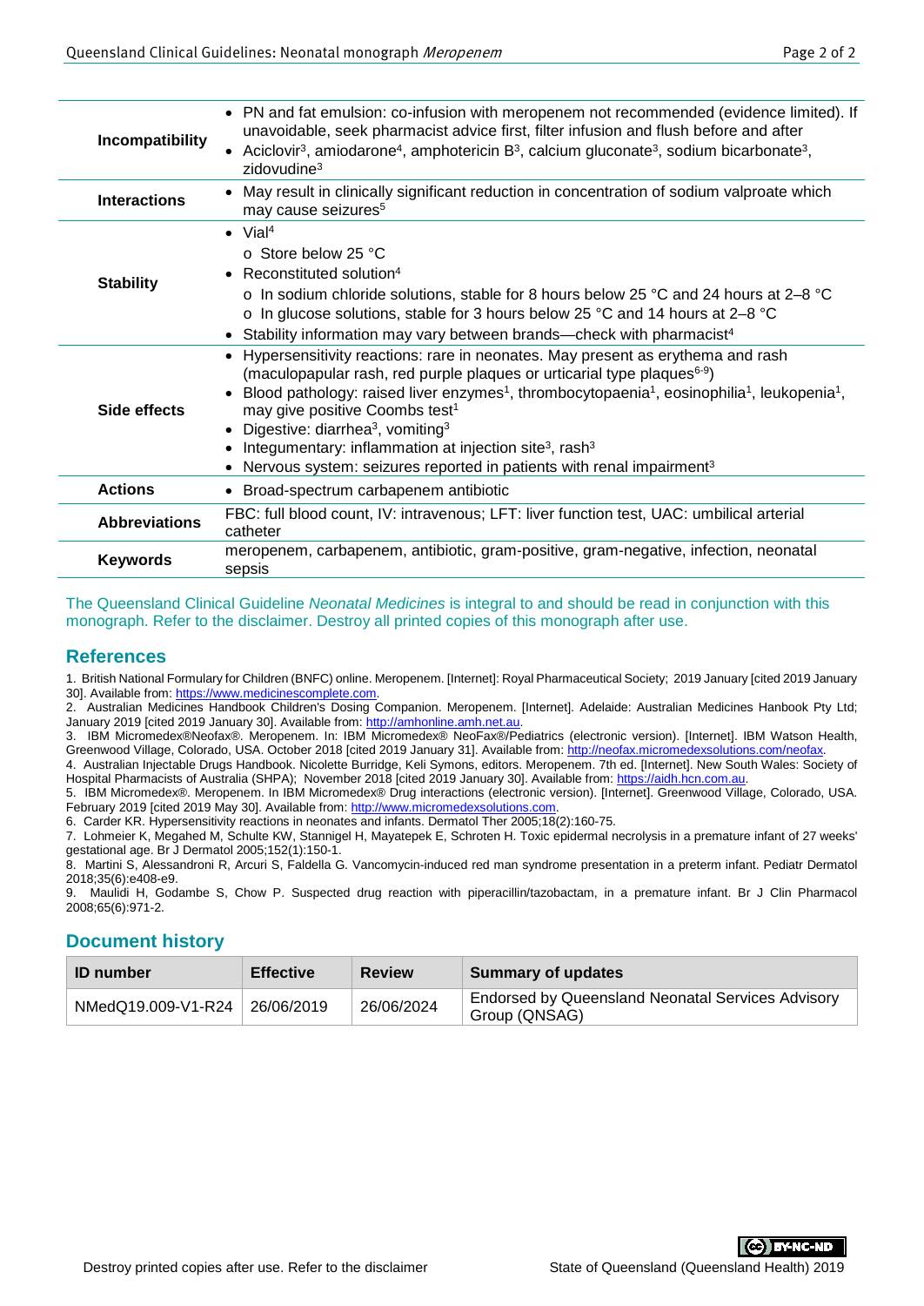| | |
|---|---|
| **Incompatibility** | • PN and fat emulsion: co-infusion with meropenem not recommended (evidence limited). If unavoidable, seek pharmacist advice first, filter infusion and flush before and after<br>• Aciclovir[3], amiodarone[4], amphotericin B[3], calcium gluconate[3], sodium bicarbonate[3], zidovudine[3] |
| **Interactions** | • May result in clinically significant reduction in concentration of sodium valproate which may cause seizures[5] |
| **Stability** | • Vial[4]<br>  o Store below 25 °C<br>• Reconstituted solution[4]<br>  o In sodium chloride solutions, stable for 8 hours below 25 °C and 24 hours at 2–8 °C<br>  o In glucose solutions, stable for 3 hours below 25 °C and 14 hours at 2–8 °C<br>• Stability information may vary between brands—check with pharmacist[4] |
| **Side effects** | • Hypersensitivity reactions: rare in neonates. May present as erythema and rash (maculopapular rash, red purple plaques or urticarial type plaques[6-9])<br>• Blood pathology: raised liver enzymes[1], thrombocytopaenia[1], eosinophilia[1], leukopenia[1], may give positive Coombs test[1]<br>• Digestive: diarrhea[3], vomiting[3]<br>• Integumentary: inflammation at injection site[3], rash[3]<br>• Nervous system: seizures reported in patients with renal impairment[3] |
| **Actions** | • Broad-spectrum carbapenem antibiotic |
| **Abbreviations** | FBC: full blood count, IV: intravenous; LFT: liver function test, UAC: umbilical arterial catheter |
| **Keywords** | meropenem, carbapenem, antibiotic, gram-positive, gram-negative, infection, neonatal sepsis |

The Queensland Clinical Guideline *Neonatal Medicines* is integral to and should be read in conjunction with this monograph. Refer to the disclaimer. Destroy all printed copies of this monograph after use.

## References

1. British National Formulary for Children (BNFC) online. Meropenem. [Internet]: Royal Pharmaceutical Society; 2019 January [cited 2019 January 30]. Available from: https://www.medicinescomplete.com.
2. Australian Medicines Handbook Children's Dosing Companion. Meropenem. [Internet]. Adelaide: Australian Medicines Hanbook Pty Ltd; January 2019 [cited 2019 January 30]. Available from: http://amhonline.amh.net.au.
3. IBM Micromedex®Neofax®. Meropenem. In: IBM Micromedex® NeoFax®/Pediatrics (electronic version). [Internet]. IBM Watson Health, Greenwood Village, Colorado, USA. October 2018 [cited 2019 January 31]. Available from: http://neofax.micromedexsolutions.com/neofax.
4. Australian Injectable Drugs Handbook. Nicolette Burridge, Keli Symons, editors. Meropenem. 7th ed. [Internet]. New South Wales: Society of Hospital Pharmacists of Australia (SHPA); November 2018 [cited 2019 January 30]. Available from: https://aidh.hcn.com.au.
5. IBM Micromedex®. Meropenem. In IBM Micromedex® Drug interactions (electronic version). [Internet]. Greenwood Village, Colorado, USA. February 2019 [cited 2019 May 30]. Available from: http://www.micromedexsolutions.com.
6. Carder KR. Hypersensitivity reactions in neonates and infants. Dermatol Ther 2005;18(2):160-75.
7. Lohmeier K, Megahed M, Schulte KW, Stannigel H, Mayatepek E, Schroten H. Toxic epidermal necrolysis in a premature infant of 27 weeks' gestational age. Br J Dermatol 2005;152(1):150-1.
8. Martini S, Alessandroni R, Arcuri S, Faldella G. Vancomycin-induced red man syndrome presentation in a preterm infant. Pediatr Dermatol 2018;35(6):e408-e9.
9. Maulidi H, Godambe S, Chow P. Suspected drug reaction with piperacillin/tazobactam, in a premature infant. Br J Clin Pharmacol 2008;65(6):971-2.

## Document history

| ID number | Effective | Review | Summary of updates |
|---|---|---|---|
| NMedQ19.009-V1-R24 | 26/06/2019 | 26/06/2024 | Endorsed by Queensland Neonatal Services Advisory Group (QNSAG) |

Destroy printed copies after use. Refer to the disclaimer

State of Queensland (Queensland Health) 2019